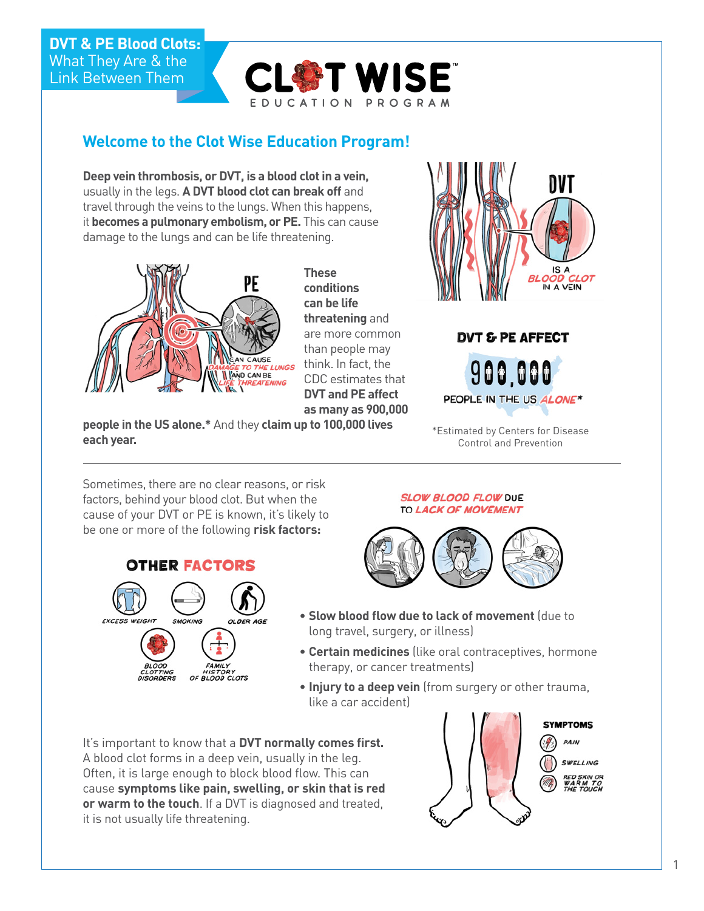**DVT & PE Blood Clots:** What They Are & the Link Between Them

CLOT WISE™ EDUCATION PROGRAM

## Welcome to the Clot Wise Education Program!

**Deep vein thrombosis, or DVT, is a blood clot in a vein,** usually in the legs. **A DVT blood clot can break off** and travel through the veins to the lungs. When this happens, it **becomes a pulmonary embolism, or PE.** This can cause damage to the lungs and can be life threatening.

PE CAN CAUSE DAMAGE TO THE LUNGS AND CAN BE LIFE THREATENING

DVT IS A BLOOD CLOT IN A VEIN

**These conditions can be life threatening** and are more common than people may think. In fact, the CDC estimates that **DVT and PE affect as many as 900,000 people in the US alone.*** And they **claim up to 100,000 lives each year.**

DVT & PE AFFECT 900,000 PEOPLE IN THE US ALONE*

*Estimated by Centers for Disease Control and Prevention

---

Sometimes, there are no clear reasons, or risk factors, behind your blood clot. But when the cause of your DVT or PE is known, it's likely to be one or more of the following **risk factors:**

SLOW BLOOD FLOW DUE TO LACK OF MOVEMENT

- **Slow blood flow due to lack of movement** (due to long travel, surgery, or illness)
- **Certain medicines** (like oral contraceptives, hormone therapy, or cancer treatments)
- **Injury to a deep vein** (from surgery or other trauma, like a car accident)

OTHER FACTORS

- EXCESS WEIGHT
- SMOKING
- OLDER AGE
- BLOOD CLOTTING DISORDERS
- FAMILY HISTORY OF BLOOD CLOTS

It's important to know that a **DVT normally comes first.** A blood clot forms in a deep vein, usually in the leg. Often, it is large enough to block blood flow. This can cause **symptoms like pain, swelling, or skin that is red or warm to the touch**. If a DVT is diagnosed and treated, it is not usually life threatening.

SYMPTOMS

- PAIN
- SWELLING
- RED SKIN OR WARM TO THE TOUCH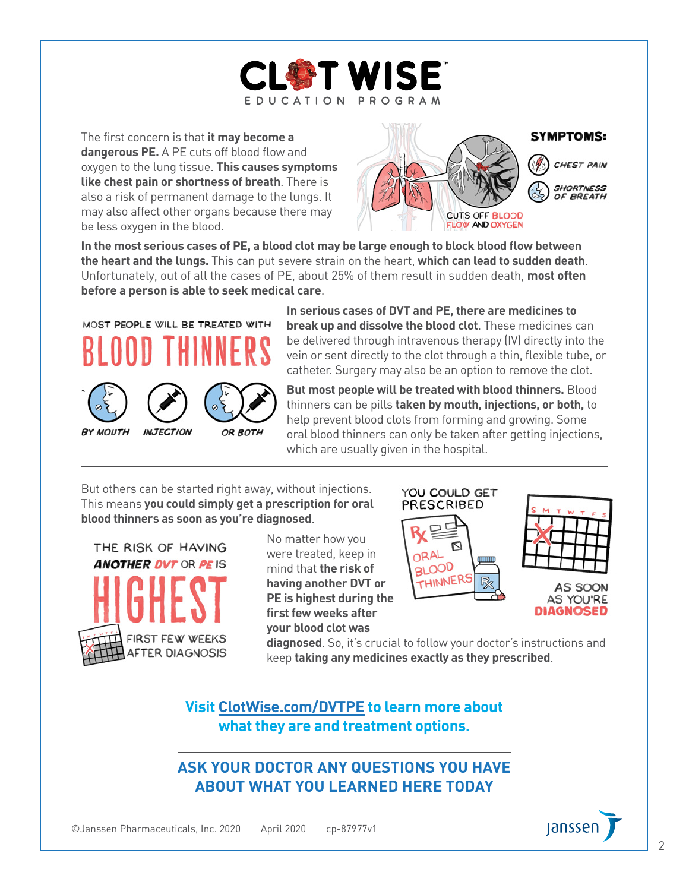# CLOT WISE™

EDUCATION PROGRAM

The first concern is that **it may become a dangerous PE.** A PE cuts off blood flow and oxygen to the lung tissue. **This causes symptoms like chest pain or shortness of breath**. There is also a risk of permanent damage to the lungs. It may also affect other organs because there may be less oxygen in the blood.

SYMPTOMS:

CHEST PAIN

SHORTNESS OF BREATH

CUTS OFF BLOOD FLOW AND OXYGEN

**In the most serious cases of PE, a blood clot may be large enough to block blood flow between the heart and the lungs.** This can put severe strain on the heart, **which can lead to sudden death**. Unfortunately, out of all the cases of PE, about 25% of them result in sudden death, **most often before a person is able to seek medical care**.

MOST PEOPLE WILL BE TREATED WITH

BLOOD THINNERS

BY MOUTH

INJECTION

OR BOTH

**In serious cases of DVT and PE, there are medicines to break up and dissolve the blood clot**. These medicines can be delivered through intravenous therapy (IV) directly into the vein or sent directly to the clot through a thin, flexible tube, or catheter. Surgery may also be an option to remove the clot.

**But most people will be treated with blood thinners.** Blood thinners can be pills **taken by mouth, injections, or both,** to help prevent blood clots from forming and growing. Some oral blood thinners can only be taken after getting injections, which are usually given in the hospital.

---

But others can be started right away, without injections. This means **you could simply get a prescription for oral blood thinners as soon as you're diagnosed**.

YOU COULD GET PRESCRIBED

ORAL BLOOD THINNERS

AS SOON AS YOU'RE DIAGNOSED

THE RISK OF HAVING ANOTHER DVT OR PE IS

HIGHEST

FIRST FEW WEEKS AFTER DIAGNOSIS

No matter how you were treated, keep in mind that **the risk of having another DVT or PE is highest during the first few weeks after your blood clot was diagnosed**. So, it's crucial to follow your doctor's instructions and keep **taking any medicines exactly as they prescribed**.

**Visit ClotWise.com/DVTPE to learn more about what they are and treatment options.**

---

**ASK YOUR DOCTOR ANY QUESTIONS YOU HAVE ABOUT WHAT YOU LEARNED HERE TODAY**

---

©Janssen Pharmaceuticals, Inc. 2020 April 2020 cp-87977v1

janssen